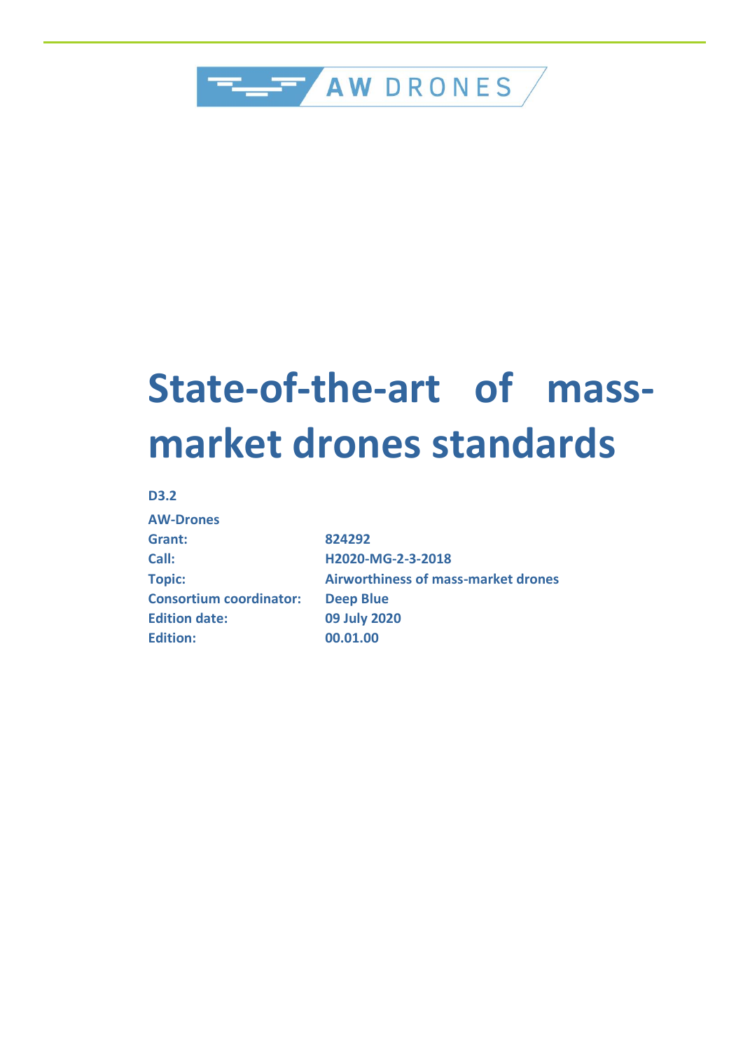AW DRONES

# State-of-the-art of mass-market drones standards

**D3.2**

| **AW-Drones** | |
|---|---|
| **Grant:** | **824292** |
| **Call:** | **H2020-MG-2-3-2018** |
| **Topic:** | **Airworthiness of mass-market drones** |
| **Consortium coordinator:** | **Deep Blue** |
| **Edition date:** | **09 July 2020** |
| **Edition:** | **00.01.00** |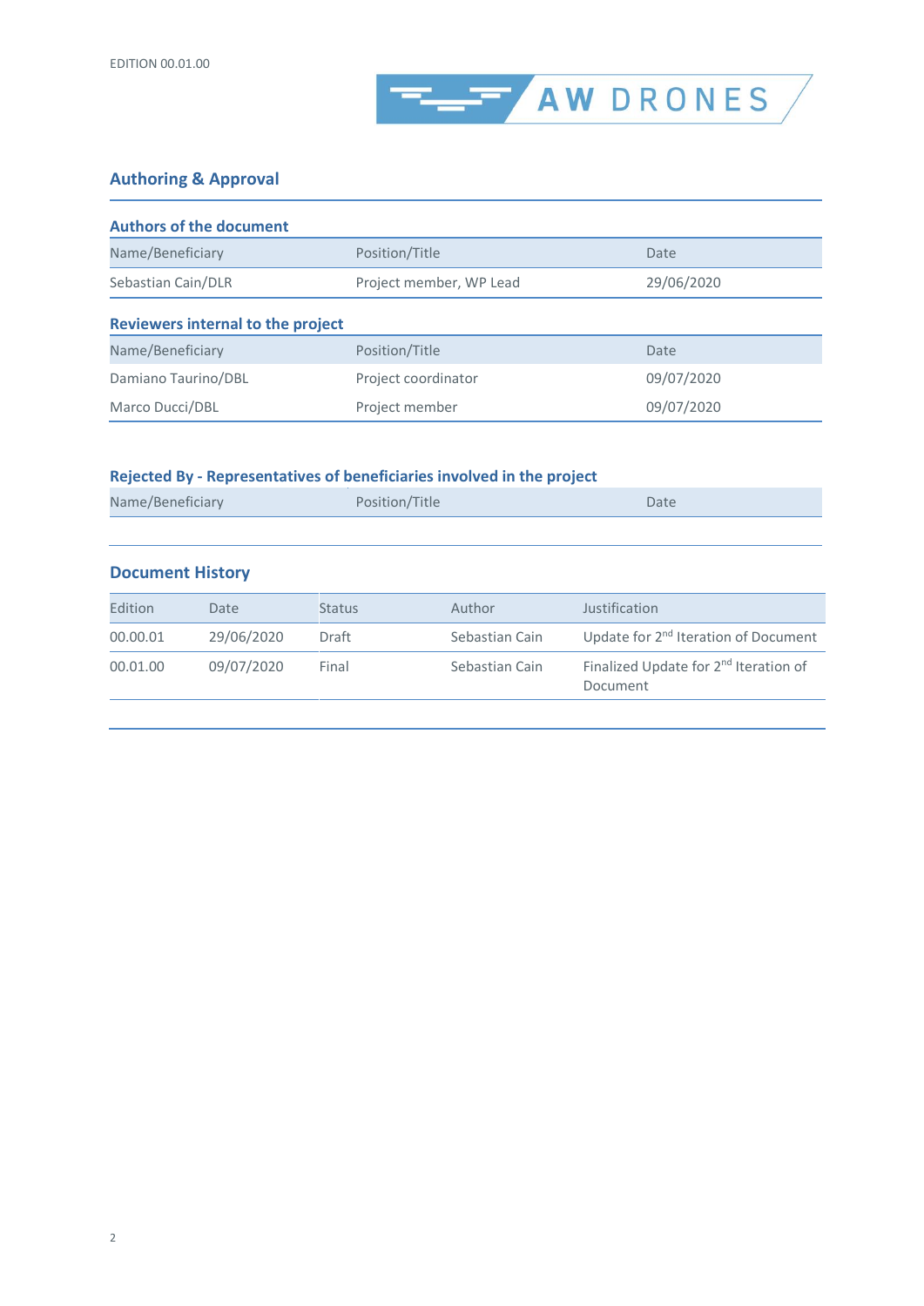## Authoring & Approval

### Authors of the document

| Name/Beneficiary | Position/Title | Date |
|---|---|---|
| Sebastian Cain/DLR | Project member, WP Lead | 29/06/2020 |

### Reviewers internal to the project

| Name/Beneficiary | Position/Title | Date |
|---|---|---|
| Damiano Taurino/DBL | Project coordinator | 09/07/2020 |
| Marco Ducci/DBL | Project member | 09/07/2020 |

### Rejected By - Representatives of beneficiaries involved in the project

| Name/Beneficiary | Position/Title | Date |
|---|---|---|
| | | |

### Document History

| Edition | Date | Status | Author | Justification |
|---|---|---|---|---|
| 00.00.01 | 29/06/2020 | Draft | Sebastian Cain | Update for 2nd Iteration of Document |
| 00.01.00 | 09/07/2020 | Final | Sebastian Cain | Finalized Update for 2nd Iteration of Document |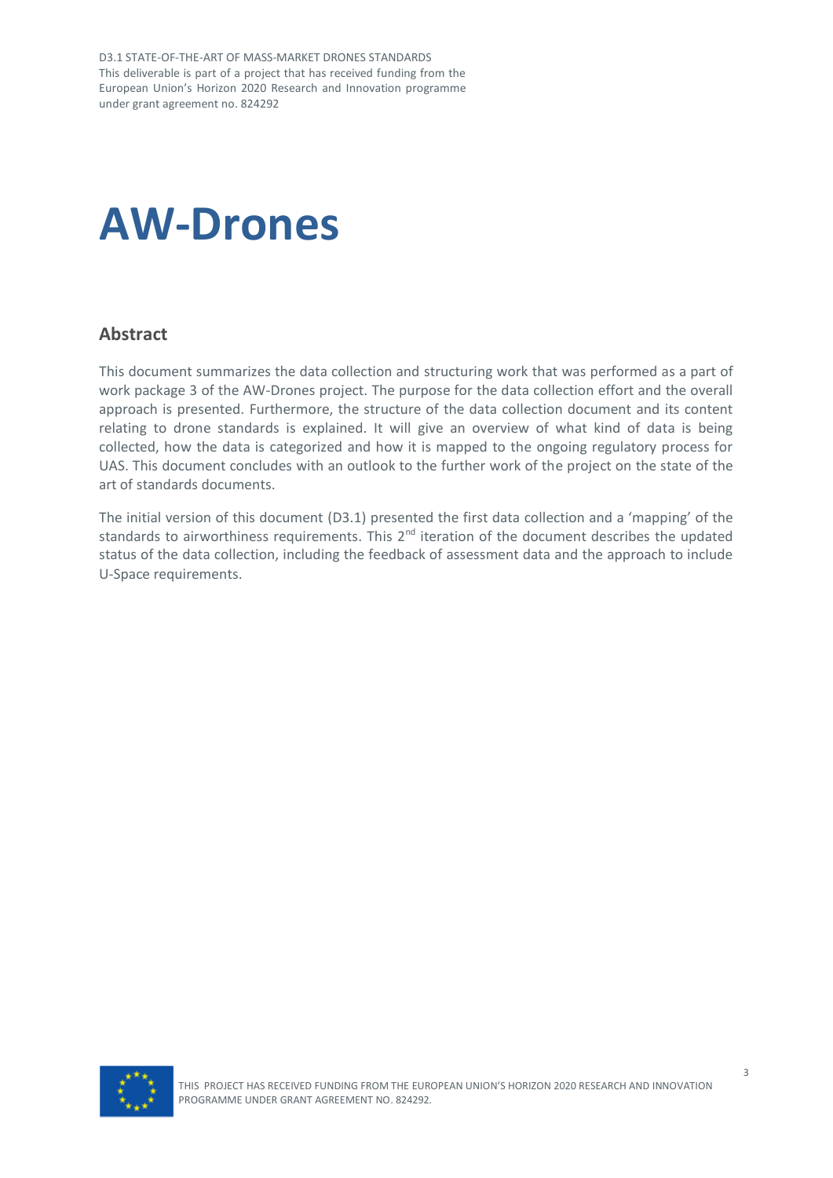# AW-Drones

## Abstract

This document summarizes the data collection and structuring work that was performed as a part of work package 3 of the AW-Drones project. The purpose for the data collection effort and the overall approach is presented. Furthermore, the structure of the data collection document and its content relating to drone standards is explained. It will give an overview of what kind of data is being collected, how the data is categorized and how it is mapped to the ongoing regulatory process for UAS. This document concludes with an outlook to the further work of the project on the state of the art of standards documents.

The initial version of this document (D3.1) presented the first data collection and a 'mapping' of the standards to airworthiness requirements. This 2nd iteration of the document describes the updated status of the data collection, including the feedback of assessment data and the approach to include U-Space requirements.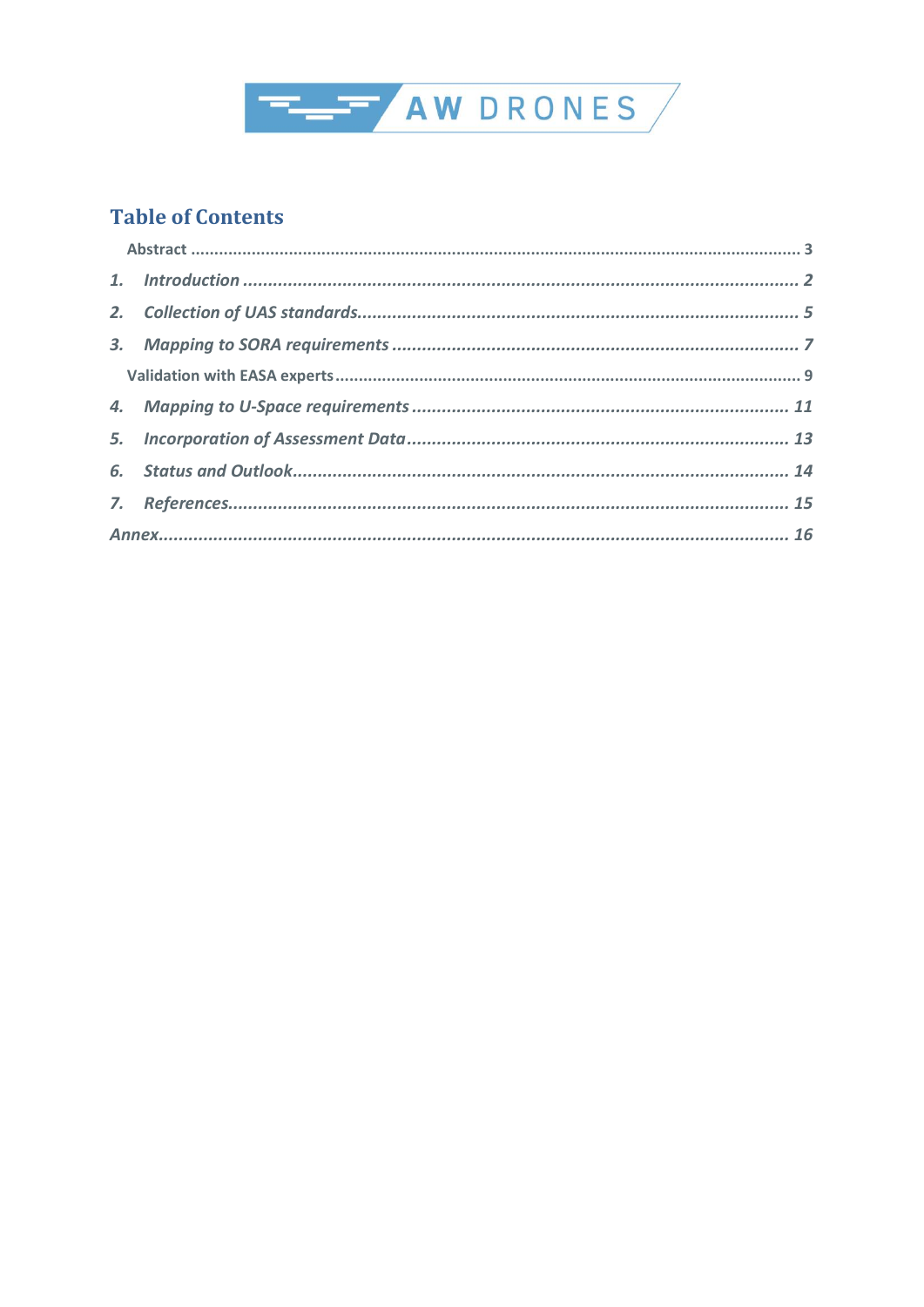# Table of Contents

Abstract ........................................................................................................................ 3

*1.* *Introduction* ............................................................................................................ *2*

*2.* *Collection of UAS standards*....................................................................................... *5*

*3.* *Mapping to SORA requirements* ................................................................................ *7*

Validation with EASA experts ............................................................................................. 9

*4.* *Mapping to U-Space requirements* ........................................................................... *11*

*5.* *Incorporation of Assessment Data*............................................................................ *13*

*6.* *Status and Outlook*.................................................................................................. *14*

*7.* *References*............................................................................................................... *15*

*Annex*............................................................................................................................ *16*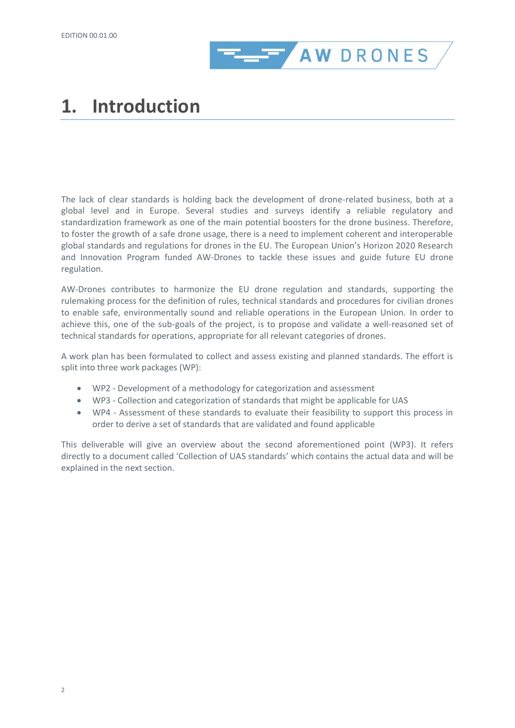# 1. Introduction

The lack of clear standards is holding back the development of drone-related business, both at a global level and in Europe. Several studies and surveys identify a reliable regulatory and standardization framework as one of the main potential boosters for the drone business. Therefore, to foster the growth of a safe drone usage, there is a need to implement coherent and interoperable global standards and regulations for drones in the EU. The European Union's Horizon 2020 Research and Innovation Program funded AW-Drones to tackle these issues and guide future EU drone regulation.

AW-Drones contributes to harmonize the EU drone regulation and standards, supporting the rulemaking process for the definition of rules, technical standards and procedures for civilian drones to enable safe, environmentally sound and reliable operations in the European Union. In order to achieve this, one of the sub-goals of the project, is to propose and validate a well-reasoned set of technical standards for operations, appropriate for all relevant categories of drones.

A work plan has been formulated to collect and assess existing and planned standards. The effort is split into three work packages (WP):

- WP2 - Development of a methodology for categorization and assessment
- WP3 - Collection and categorization of standards that might be applicable for UAS
- WP4 - Assessment of these standards to evaluate their feasibility to support this process in order to derive a set of standards that are validated and found applicable

This deliverable will give an overview about the second aforementioned point (WP3). It refers directly to a document called 'Collection of UAS standards' which contains the actual data and will be explained in the next section.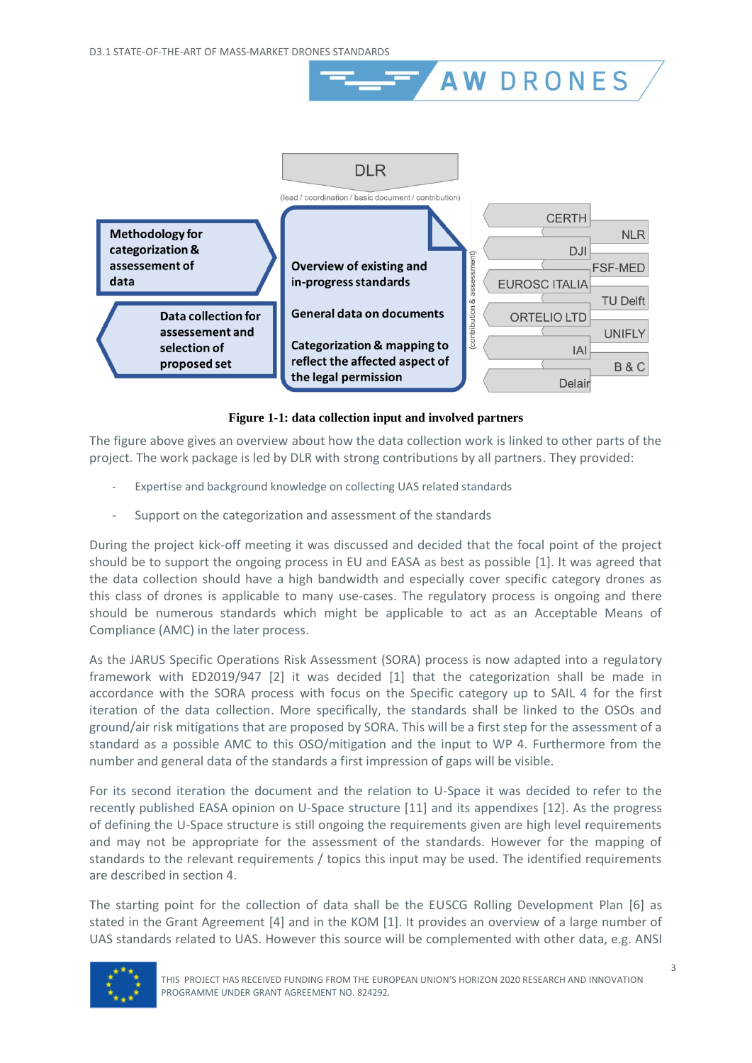**Figure 1-1: data collection input and involved partners**

The figure above gives an overview about how the data collection work is linked to other parts of the project. The work package is led by DLR with strong contributions by all partners. They provided:

- Expertise and background knowledge on collecting UAS related standards
- Support on the categorization and assessment of the standards

During the project kick-off meeting it was discussed and decided that the focal point of the project should be to support the ongoing process in EU and EASA as best as possible [1]. It was agreed that the data collection should have a high bandwidth and especially cover specific category drones as this class of drones is applicable to many use-cases. The regulatory process is ongoing and there should be numerous standards which might be applicable to act as an Acceptable Means of Compliance (AMC) in the later process.

As the JARUS Specific Operations Risk Assessment (SORA) process is now adapted into a regulatory framework with ED2019/947 [2] it was decided [1] that the categorization shall be made in accordance with the SORA process with focus on the Specific category up to SAIL 4 for the first iteration of the data collection. More specifically, the standards shall be linked to the OSOs and ground/air risk mitigations that are proposed by SORA. This will be a first step for the assessment of a standard as a possible AMC to this OSO/mitigation and the input to WP 4. Furthermore from the number and general data of the standards a first impression of gaps will be visible.

For its second iteration the document and the relation to U-Space it was decided to refer to the recently published EASA opinion on U-Space structure [11] and its appendixes [12]. As the progress of defining the U-Space structure is still ongoing the requirements given are high level requirements and may not be appropriate for the assessment of the standards. However for the mapping of standards to the relevant requirements / topics this input may be used. The identified requirements are described in section 4.

The starting point for the collection of data shall be the EUSCG Rolling Development Plan [6] as stated in the Grant Agreement [4] and in the KOM [1]. It provides an overview of a large number of UAS standards related to UAS. However this source will be complemented with other data, e.g. ANSI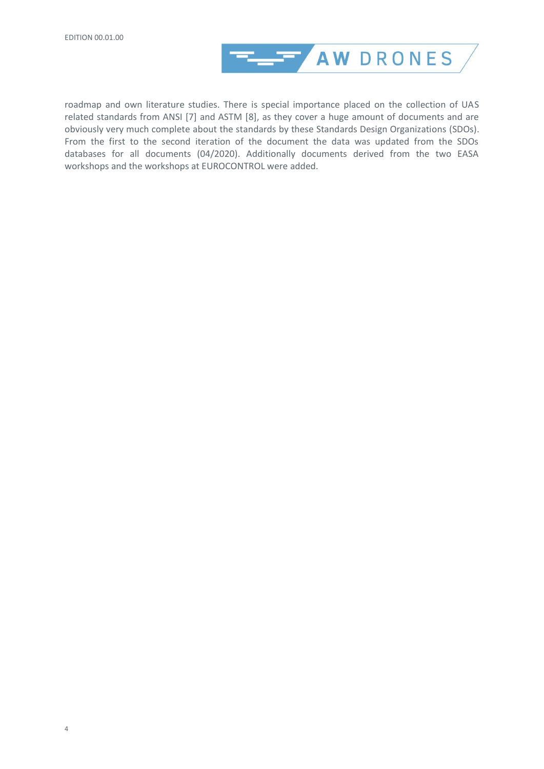roadmap and own literature studies. There is special importance placed on the collection of UAS related standards from ANSI [7] and ASTM [8], as they cover a huge amount of documents and are obviously very much complete about the standards by these Standards Design Organizations (SDOs). From the first to the second iteration of the document the data was updated from the SDOs databases for all documents (04/2020). Additionally documents derived from the two EASA workshops and the workshops at EUROCONTROL were added.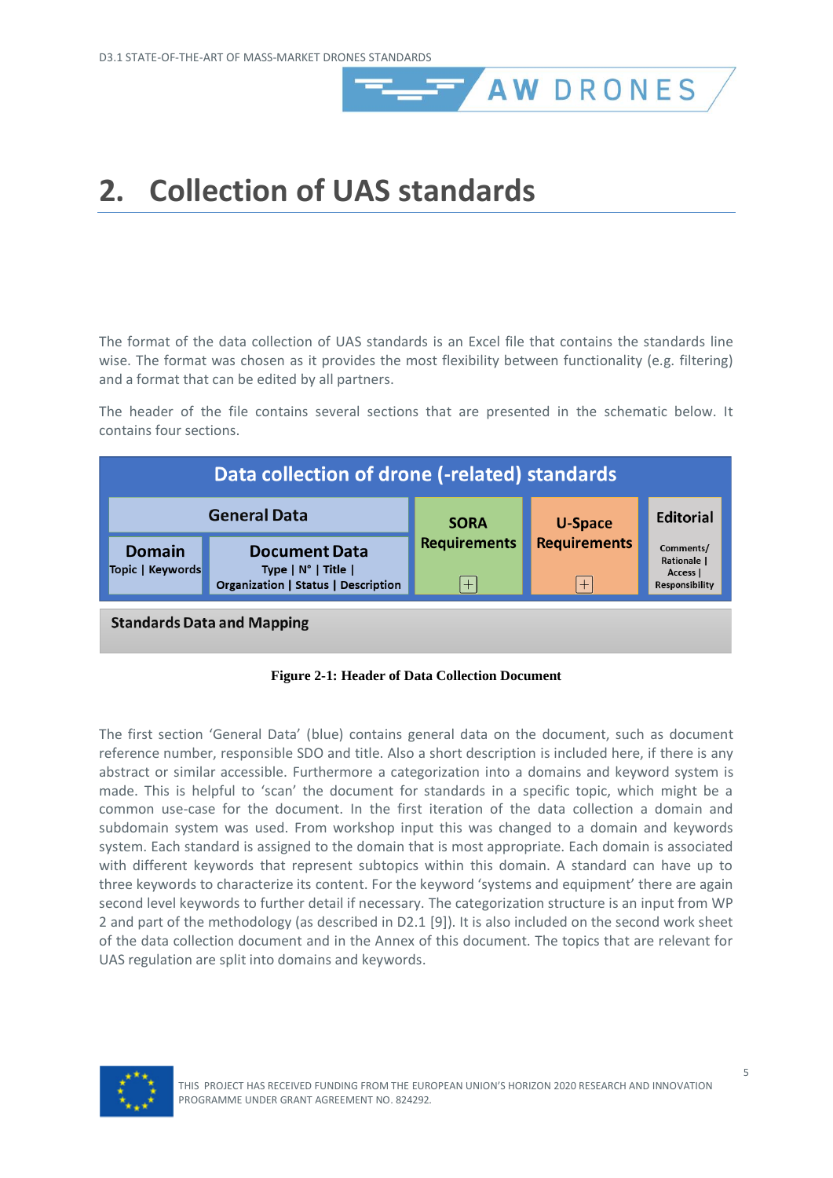# 2. Collection of UAS standards

The format of the data collection of UAS standards is an Excel file that contains the standards line wise. The format was chosen as it provides the most flexibility between functionality (e.g. filtering) and a format that can be edited by all partners.

The header of the file contains several sections that are presented in the schematic below. It contains four sections.

| Data collection of drone (-related) standards | | | | |
|---|---|---|---|---|
| **General Data** | | **SORA Requirements** | **U-Space Requirements** | **Editorial** |
| **Domain** Topic \| Keywords | **Document Data** Type \| N° \| Title \| Organization \| Status \| Description | ⊞ | ⊞ | Comments/ Rationale \| Access \| Responsibility |
| **Standards Data and Mapping** | | | | |

**Figure 2-1: Header of Data Collection Document**

The first section 'General Data' (blue) contains general data on the document, such as document reference number, responsible SDO and title. Also a short description is included here, if there is any abstract or similar accessible. Furthermore a categorization into a domains and keyword system is made. This is helpful to 'scan' the document for standards in a specific topic, which might be a common use-case for the document. In the first iteration of the data collection a domain and subdomain system was used. From workshop input this was changed to a domain and keywords system. Each standard is assigned to the domain that is most appropriate. Each domain is associated with different keywords that represent subtopics within this domain. A standard can have up to three keywords to characterize its content. For the keyword 'systems and equipment' there are again second level keywords to further detail if necessary. The categorization structure is an input from WP 2 and part of the methodology (as described in D2.1 [9]). It is also included on the second work sheet of the data collection document and in the Annex of this document. The topics that are relevant for UAS regulation are split into domains and keywords.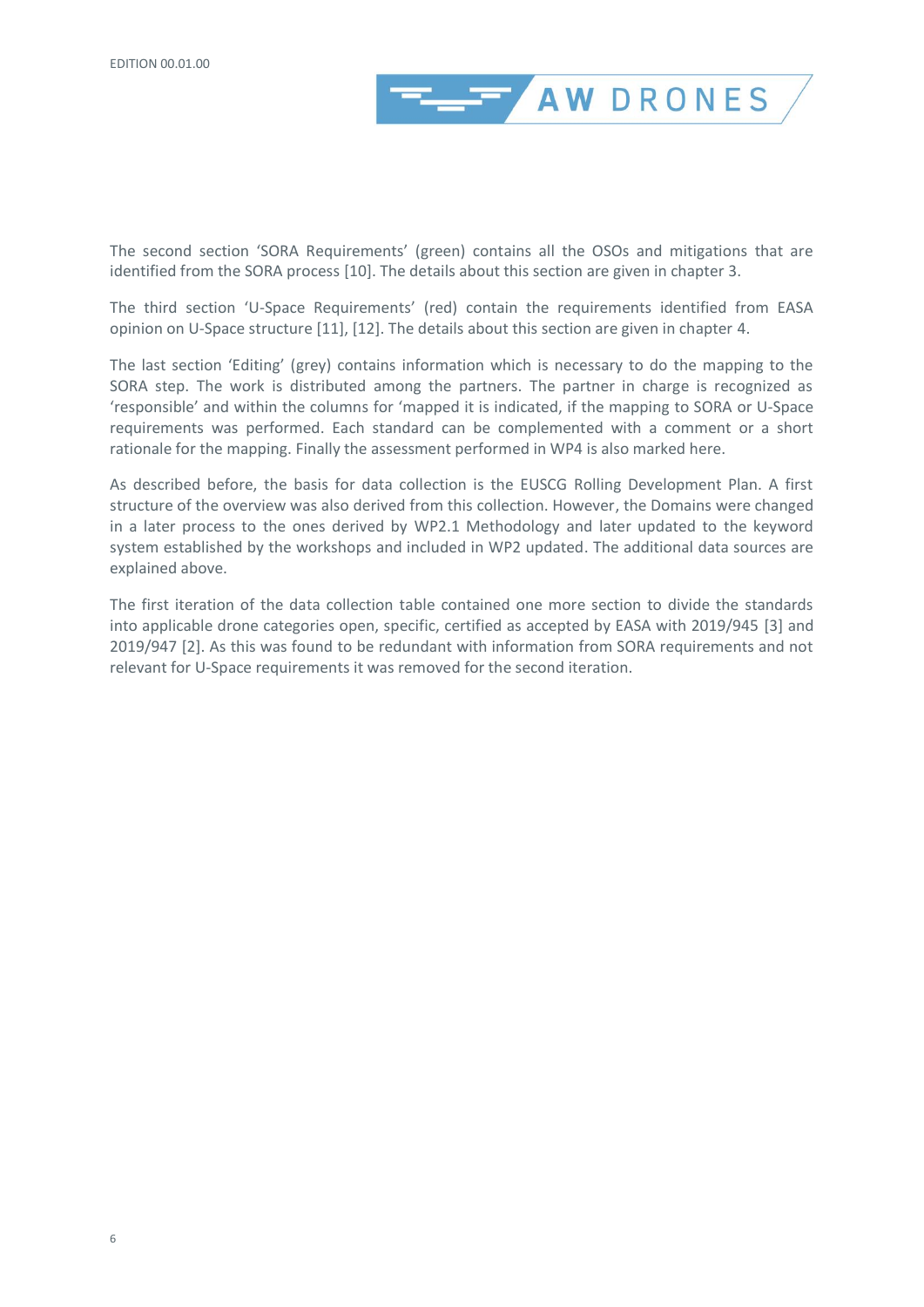The second section 'SORA Requirements' (green) contains all the OSOs and mitigations that are identified from the SORA process [10]. The details about this section are given in chapter 3.

The third section 'U-Space Requirements' (red) contain the requirements identified from EASA opinion on U-Space structure [11], [12]. The details about this section are given in chapter 4.

The last section 'Editing' (grey) contains information which is necessary to do the mapping to the SORA step. The work is distributed among the partners. The partner in charge is recognized as 'responsible' and within the columns for 'mapped it is indicated, if the mapping to SORA or U-Space requirements was performed. Each standard can be complemented with a comment or a short rationale for the mapping. Finally the assessment performed in WP4 is also marked here.

As described before, the basis for data collection is the EUSCG Rolling Development Plan. A first structure of the overview was also derived from this collection. However, the Domains were changed in a later process to the ones derived by WP2.1 Methodology and later updated to the keyword system established by the workshops and included in WP2 updated. The additional data sources are explained above.

The first iteration of the data collection table contained one more section to divide the standards into applicable drone categories open, specific, certified as accepted by EASA with 2019/945 [3] and 2019/947 [2]. As this was found to be redundant with information from SORA requirements and not relevant for U-Space requirements it was removed for the second iteration.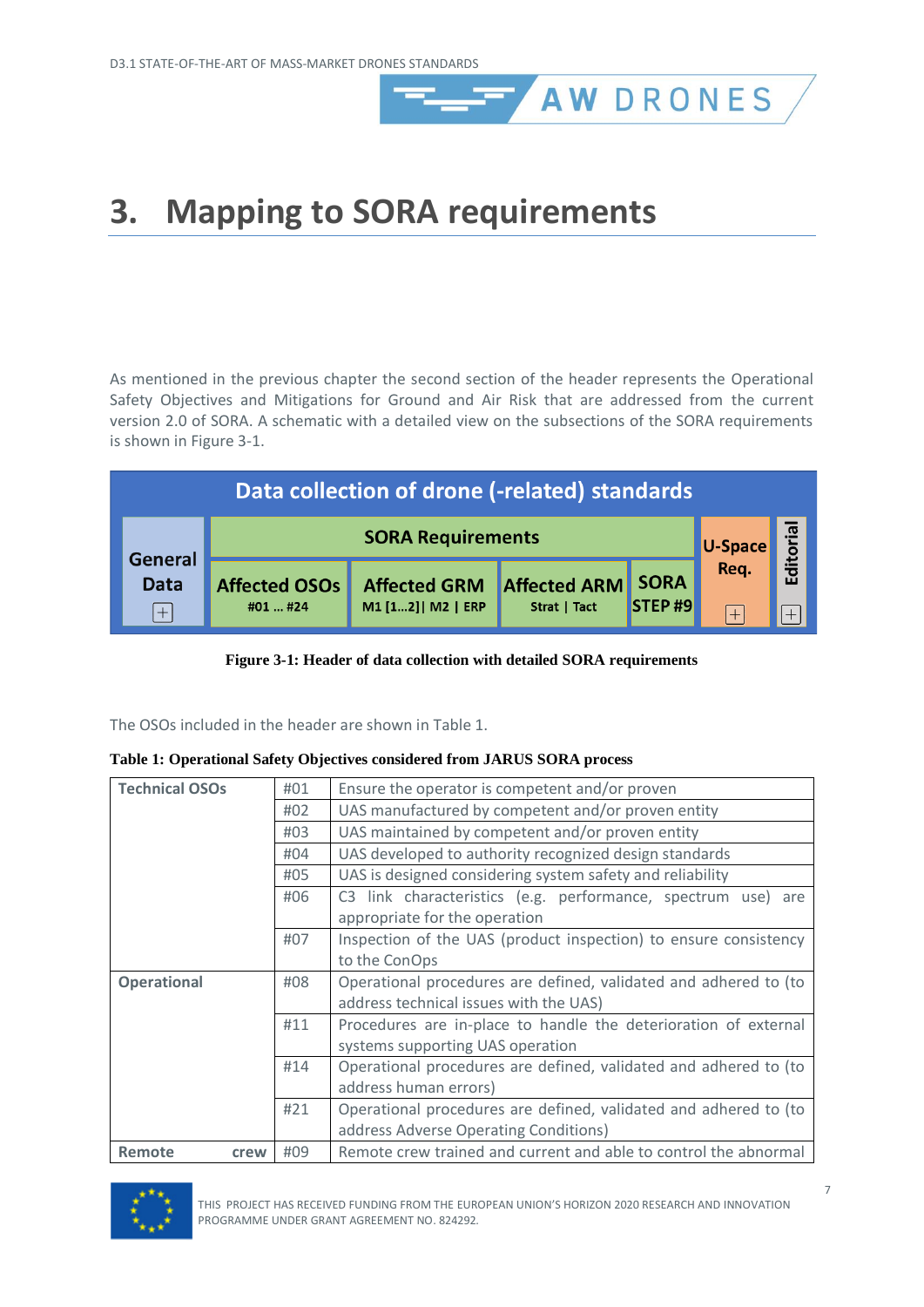# 3. Mapping to SORA requirements

As mentioned in the previous chapter the second section of the header represents the Operational Safety Objectives and Mitigations for Ground and Air Risk that are addressed from the current version 2.0 of SORA. A schematic with a detailed view on the subsections of the SORA requirements is shown in Figure 3-1.

| Data collection of drone (-related) standards | | | | | | |
|---|---|---|---|---|---|---|
| General Data [+] | SORA Requirements | | | | U-Space Req. [+] | Editorial [+] |
| | Affected OSOs #01 … #24 | Affected GRM M1 [1…2]\| M2 \| ERP | Affected ARM Strat \| Tact | SORA STEP #9 | | |

**Figure 3-1: Header of data collection with detailed SORA requirements**

The OSOs included in the header are shown in Table 1.

**Table 1: Operational Safety Objectives considered from JARUS SORA process**

| | | |
|---|---|---|
| **Technical OSOs** | #01 | Ensure the operator is competent and/or proven |
| | #02 | UAS manufactured by competent and/or proven entity |
| | #03 | UAS maintained by competent and/or proven entity |
| | #04 | UAS developed to authority recognized design standards |
| | #05 | UAS is designed considering system safety and reliability |
| | #06 | C3 link characteristics (e.g. performance, spectrum use) are appropriate for the operation |
| | #07 | Inspection of the UAS (product inspection) to ensure consistency to the ConOps |
| **Operational** | #08 | Operational procedures are defined, validated and adhered to (to address technical issues with the UAS) |
| | #11 | Procedures are in-place to handle the deterioration of external systems supporting UAS operation |
| | #14 | Operational procedures are defined, validated and adhered to (to address human errors) |
| | #21 | Operational procedures are defined, validated and adhered to (to address Adverse Operating Conditions) |
| **Remote crew** | #09 | Remote crew trained and current and able to control the abnormal |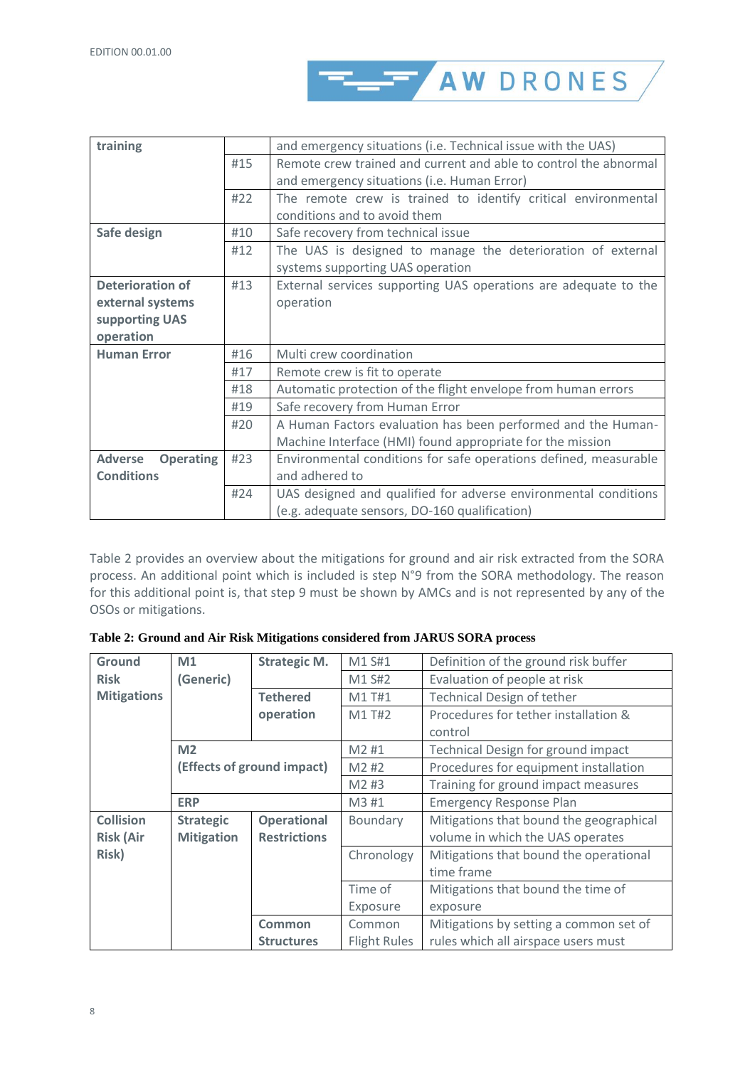| training | | and emergency situations (i.e. Technical issue with the UAS) |
|---|---|---|
| | #15 | Remote crew trained and current and able to control the abnormal and emergency situations (i.e. Human Error) |
| | #22 | The remote crew is trained to identify critical environmental conditions and to avoid them |
| **Safe design** | #10 | Safe recovery from technical issue |
| | #12 | The UAS is designed to manage the deterioration of external systems supporting UAS operation |
| **Deterioration of external systems supporting UAS operation** | #13 | External services supporting UAS operations are adequate to the operation |
| **Human Error** | #16 | Multi crew coordination |
| | #17 | Remote crew is fit to operate |
| | #18 | Automatic protection of the flight envelope from human errors |
| | #19 | Safe recovery from Human Error |
| | #20 | A Human Factors evaluation has been performed and the Human-Machine Interface (HMI) found appropriate for the mission |
| **Adverse Operating Conditions** | #23 | Environmental conditions for safe operations defined, measurable and adhered to |
| | #24 | UAS designed and qualified for adverse environmental conditions (e.g. adequate sensors, DO-160 qualification) |

Table 2 provides an overview about the mitigations for ground and air risk extracted from the SORA process. An additional point which is included is step N°9 from the SORA methodology. The reason for this additional point is, that step 9 must be shown by AMCs and is not represented by any of the OSOs or mitigations.

**Table 2: Ground and Air Risk Mitigations considered from JARUS SORA process**

| **Ground Risk Mitigations** | **M1 (Generic)** | **Strategic M.** | M1 S#1 | Definition of the ground risk buffer |
|---|---|---|---|---|
| | | | M1 S#2 | Evaluation of people at risk |
| | | **Tethered operation** | M1 T#1 | Technical Design of tether |
| | | | M1 T#2 | Procedures for tether installation & control |
| | **M2 (Effects of ground impact)** | | M2 #1 | Technical Design for ground impact |
| | | | M2 #2 | Procedures for equipment installation |
| | | | M2 #3 | Training for ground impact measures |
| | **ERP** | | M3 #1 | Emergency Response Plan |
| **Collision Risk (Air Risk)** | **Strategic Mitigation** | **Operational Restrictions** | Boundary | Mitigations that bound the geographical volume in which the UAS operates |
| | | | Chronology | Mitigations that bound the operational time frame |
| | | | Time of Exposure | Mitigations that bound the time of exposure |
| | | **Common Structures** | Common Flight Rules | Mitigations by setting a common set of rules which all airspace users must |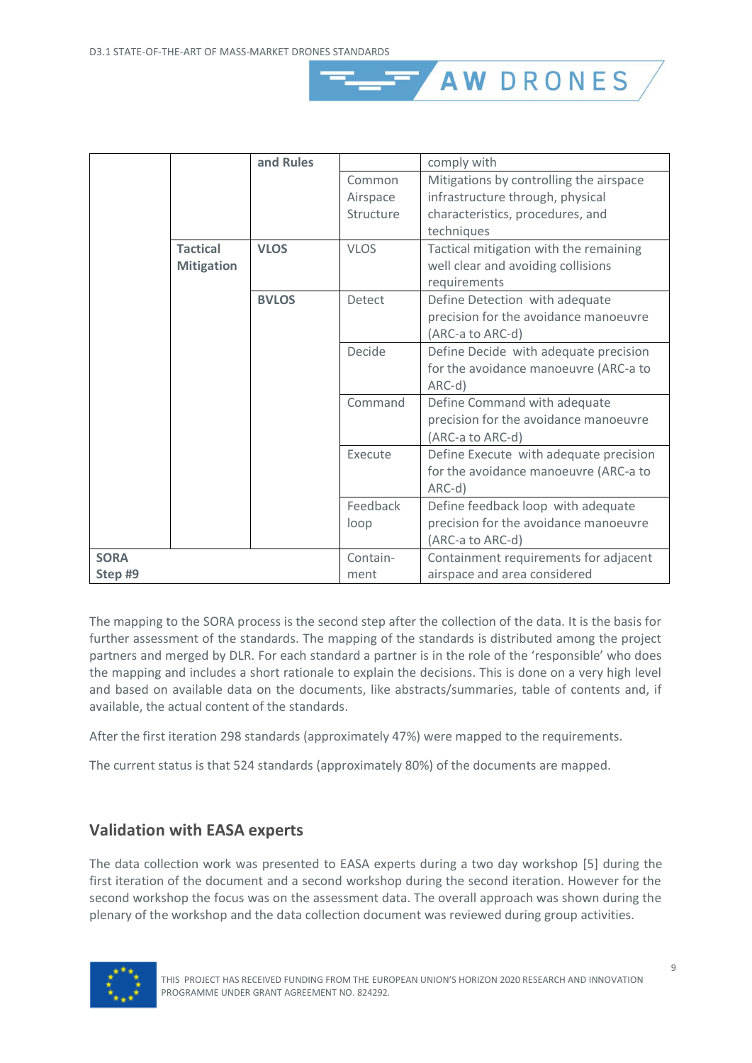| | | **and Rules** | | comply with |
|---|---|---|---|---|
| | | | Common Airspace Structure | Mitigations by controlling the airspace infrastructure through, physical characteristics, procedures, and techniques |
| | **Tactical Mitigation** | **VLOS** | VLOS | Tactical mitigation with the remaining well clear and avoiding collisions requirements |
| | | **BVLOS** | Detect | Define Detection with adequate precision for the avoidance manoeuvre (ARC-a to ARC-d) |
| | | | Decide | Define Decide with adequate precision for the avoidance manoeuvre (ARC-a to ARC-d) |
| | | | Command | Define Command with adequate precision for the avoidance manoeuvre (ARC-a to ARC-d) |
| | | | Execute | Define Execute with adequate precision for the avoidance manoeuvre (ARC-a to ARC-d) |
| | | | Feedback loop | Define feedback loop with adequate precision for the avoidance manoeuvre (ARC-a to ARC-d) |
| **SORA Step #9** | | | Contain-ment | Containment requirements for adjacent airspace and area considered |

The mapping to the SORA process is the second step after the collection of the data. It is the basis for further assessment of the standards. The mapping of the standards is distributed among the project partners and merged by DLR. For each standard a partner is in the role of the 'responsible' who does the mapping and includes a short rationale to explain the decisions. This is done on a very high level and based on available data on the documents, like abstracts/summaries, table of contents and, if available, the actual content of the standards.

After the first iteration 298 standards (approximately 47%) were mapped to the requirements.

The current status is that 524 standards (approximately 80%) of the documents are mapped.

## Validation with EASA experts

The data collection work was presented to EASA experts during a two day workshop [5] during the first iteration of the document and a second workshop during the second iteration. However for the second workshop the focus was on the assessment data. The overall approach was shown during the plenary of the workshop and the data collection document was reviewed during group activities.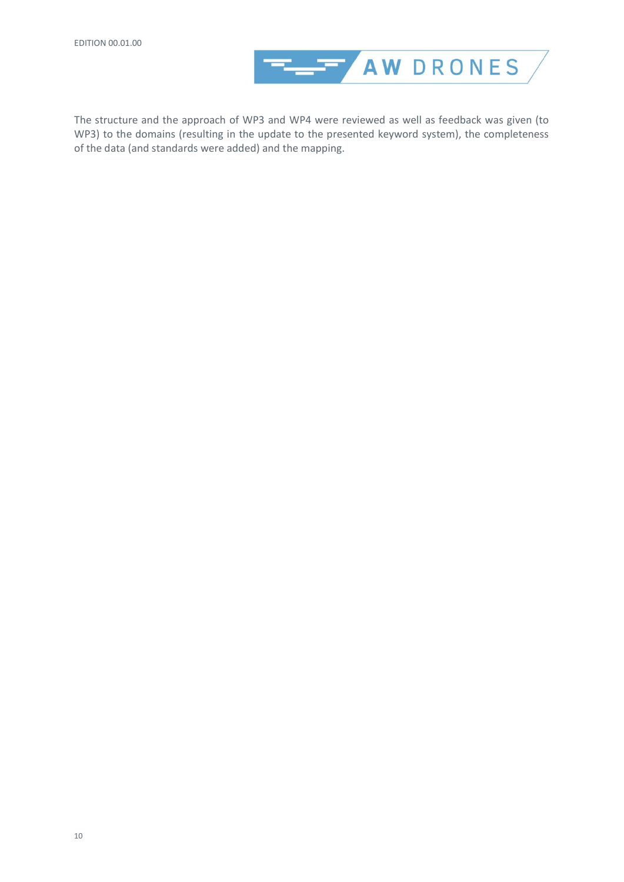The structure and the approach of WP3 and WP4 were reviewed as well as feedback was given (to WP3) to the domains (resulting in the update to the presented keyword system), the completeness of the data (and standards were added) and the mapping.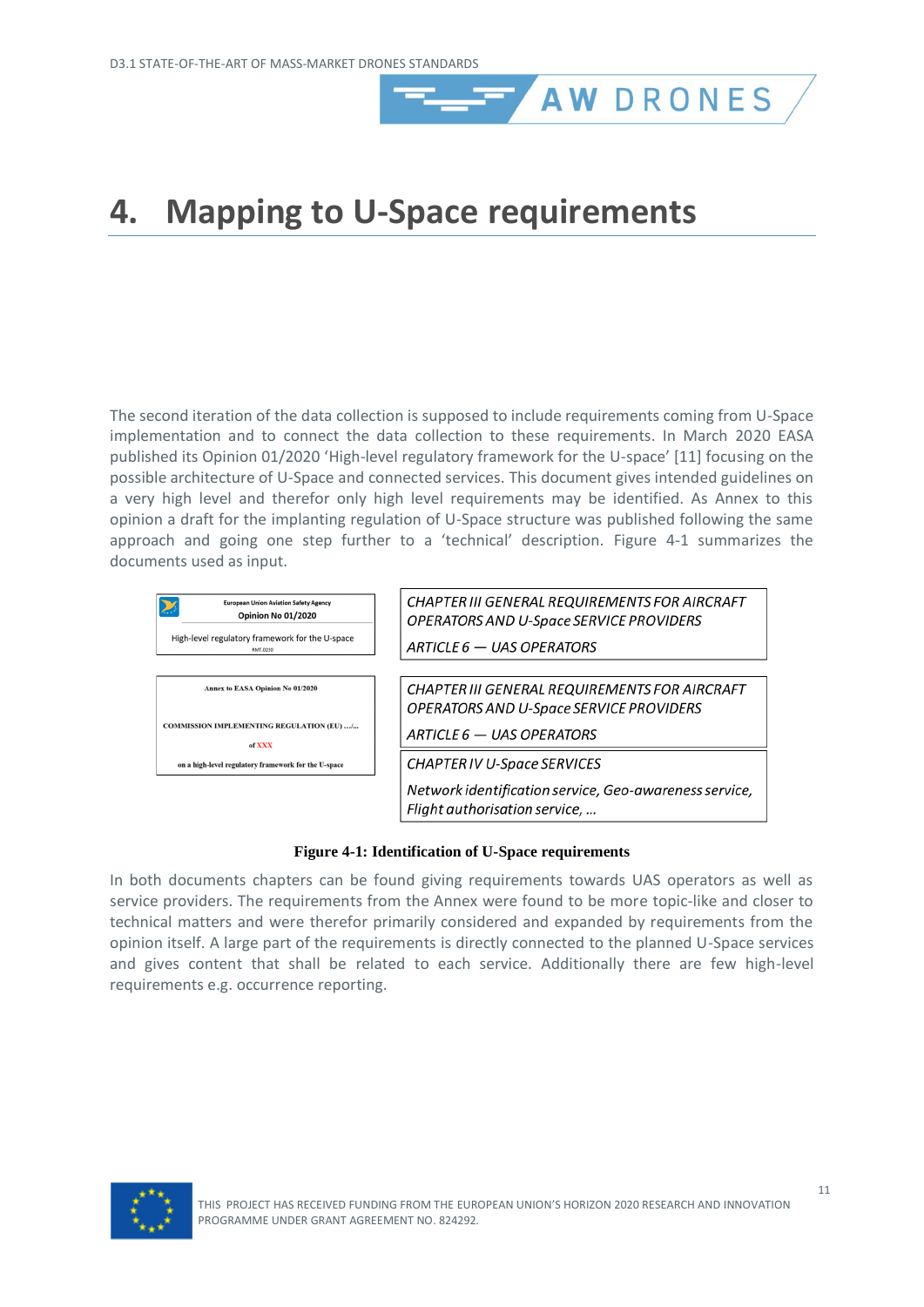# 4. Mapping to U-Space requirements

The second iteration of the data collection is supposed to include requirements coming from U-Space implementation and to connect the data collection to these requirements. In March 2020 EASA published its Opinion 01/2020 'High-level regulatory framework for the U-space' [11] focusing on the possible architecture of U-Space and connected services. This document gives intended guidelines on a very high level and therefor only high level requirements may be identified. As Annex to this opinion a draft for the implanting regulation of U-Space structure was published following the same approach and going one step further to a 'technical' description. Figure 4-1 summarizes the documents used as input.

| European Union Aviation Safety Agency<br>Opinion No 01/2020<br>High-level regulatory framework for the U-space<br>RMT.0230 | *CHAPTER III GENERAL REQUIREMENTS FOR AIRCRAFT OPERATORS AND U-Space SERVICE PROVIDERS*<br>*ARTICLE 6 — UAS OPERATORS* |
|---|---|
| Annex to EASA Opinion No 01/2020<br>COMMISSION IMPLEMENTING REGULATION (EU) …/…<br>of XXX<br>on a high-level regulatory framework for the U-space | *CHAPTER III GENERAL REQUIREMENTS FOR AIRCRAFT OPERATORS AND U-Space SERVICE PROVIDERS*<br>*ARTICLE 6 — UAS OPERATORS*<br>*CHAPTER IV U-Space SERVICES*<br>*Network identification service, Geo-awareness service, Flight authorisation service, …* |

**Figure 4-1: Identification of U-Space requirements**

In both documents chapters can be found giving requirements towards UAS operators as well as service providers. The requirements from the Annex were found to be more topic-like and closer to technical matters and were therefor primarily considered and expanded by requirements from the opinion itself. A large part of the requirements is directly connected to the planned U-Space services and gives content that shall be related to each service. Additionally there are few high-level requirements e.g. occurrence reporting.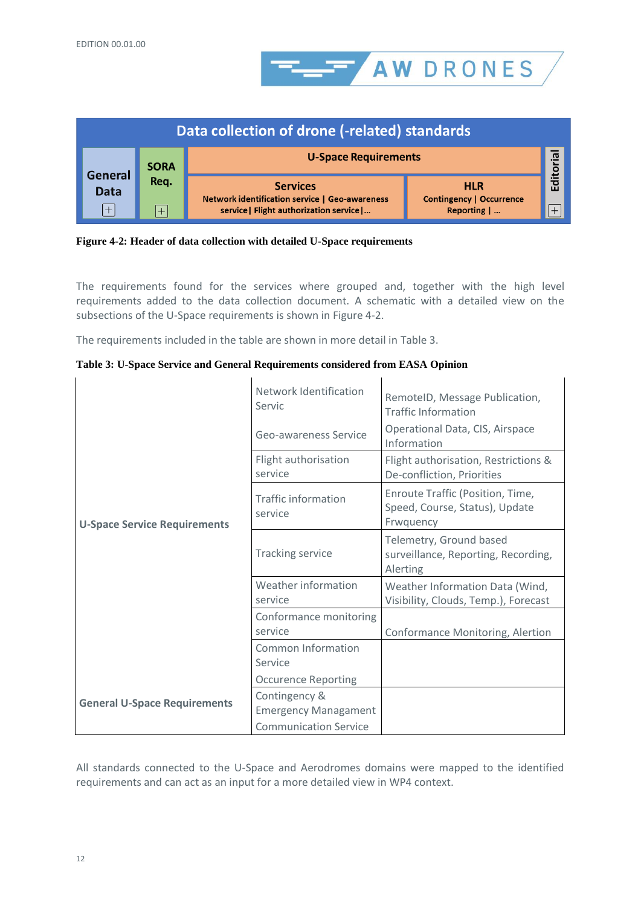| Data collection of drone (-related) standards | | | | |
|---|---|---|---|---|
| General Data | SORA Req. | U-Space Requirements | | Editorial |
| | | Services<br>Network identification service \| Geo-awareness service\| Flight authorization service\|… | HLR<br>Contingency \| Occurrence Reporting \| … | |

**Figure 4-2: Header of data collection with detailed U-Space requirements**

The requirements found for the services where grouped and, together with the high level requirements added to the data collection document. A schematic with a detailed view on the subsections of the U-Space requirements is shown in Figure 4-2.

The requirements included in the table are shown in more detail in Table 3.

**Table 3: U-Space Service and General Requirements considered from EASA Opinion**

| | | |
|---|---|---|
| U-Space Service Requirements | Network Identification Servic | RemoteID, Message Publication, Traffic Information |
| | Geo-awareness Service | Operational Data, CIS, Airspace Information |
| | Flight authorisation service | Flight authorisation, Restrictions & De-confliction, Priorities |
| | Traffic information service | Enroute Traffic (Position, Time, Speed, Course, Status), Update Frwquency |
| | Tracking service | Telemetry, Ground based surveillance, Reporting, Recording, Alerting |
| | Weather information service | Weather Information Data (Wind, Visibility, Clouds, Temp.), Forecast |
| | Conformance monitoring service | Conformance Monitoring, Alertion |
| | Common Information Service | |
| General U-Space Requirements | Occurence Reporting<br>Contingency & Emergency Managment<br>Communication Service | |

All standards connected to the U-Space and Aerodromes domains were mapped to the identified requirements and can act as an input for a more detailed view in WP4 context.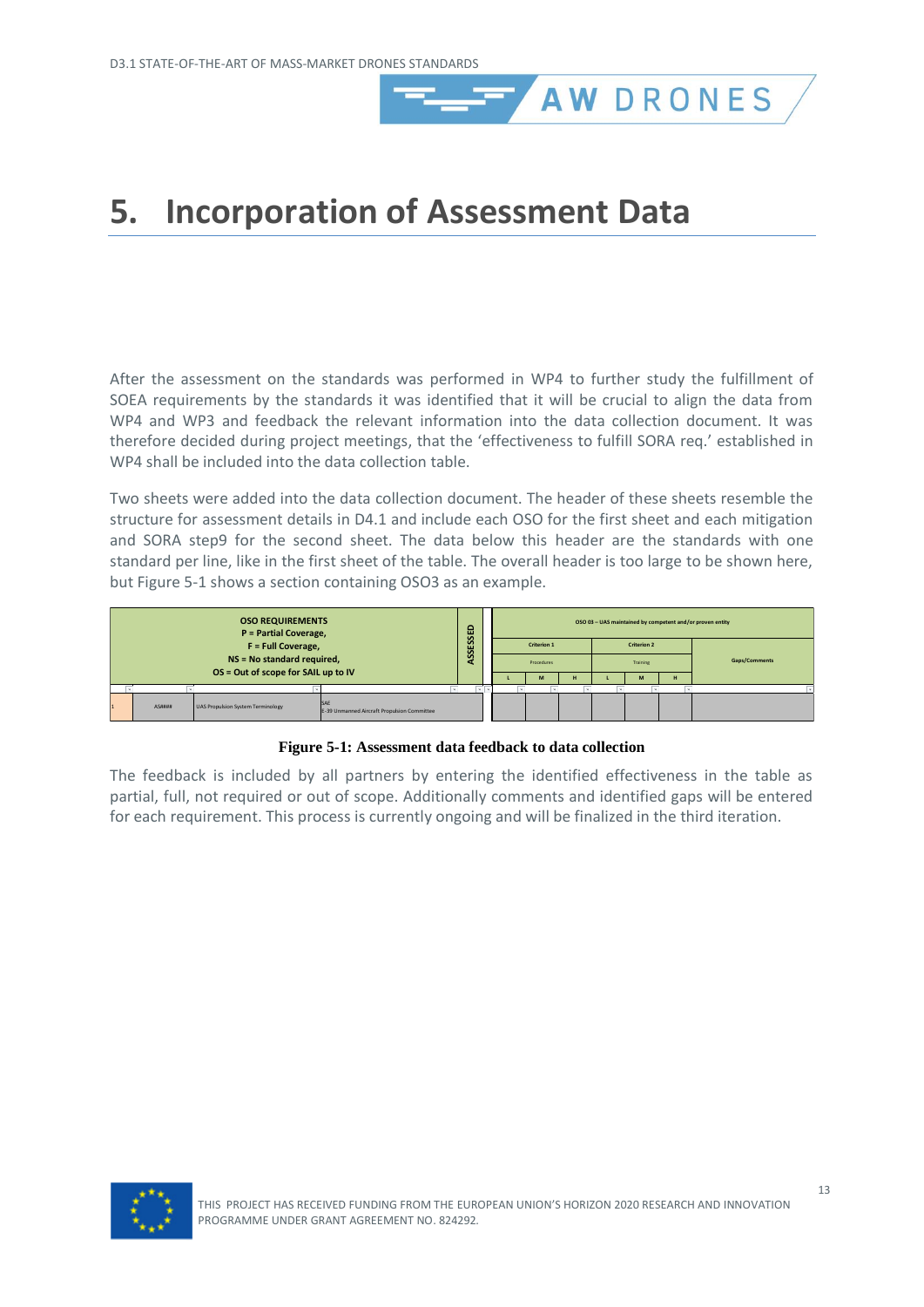# 5. Incorporation of Assessment Data

After the assessment on the standards was performed in WP4 to further study the fulfillment of SOEA requirements by the standards it was identified that it will be crucial to align the data from WP4 and WP3 and feedback the relevant information into the data collection document. It was therefore decided during project meetings, that the 'effectiveness to fulfill SORA req.' established in WP4 shall be included into the data collection table.

Two sheets were added into the data collection document. The header of these sheets resemble the structure for assessment details in D4.1 and include each OSO for the first sheet and each mitigation and SORA step9 for the second sheet. The data below this header are the standards with one standard per line, like in the first sheet of the table. The overall header is too large to be shown here, but Figure 5-1 shows a section containing OSO3 as an example.

| OSO REQUIREMENTS<br>P = Partial Coverage,<br>F = Full Coverage,<br>NS = No standard required,<br>OS = Out of scope for SAIL up to IV | | | ASSESSED | OSO 03 – UAS maintained by competent and/or proven entity | | | | | | |
|---|---|---|---|---|---|---|---|---|---|---|
| | | | | Criterion 1 | | | Criterion 2 | | | Gaps/Comments |
| | | | | Procedures | | | Training | | | |
| | | | | L | M | H | L | M | H | |
| 1 ASxxxx | UAS Propulsion System Terminology | SAE<br>E-39 Unmanned Aircraft Propulsion Committee | | | | | | | | |

**Figure 5-1: Assessment data feedback to data collection**

The feedback is included by all partners by entering the identified effectiveness in the table as partial, full, not required or out of scope. Additionally comments and identified gaps will be entered for each requirement. This process is currently ongoing and will be finalized in the third iteration.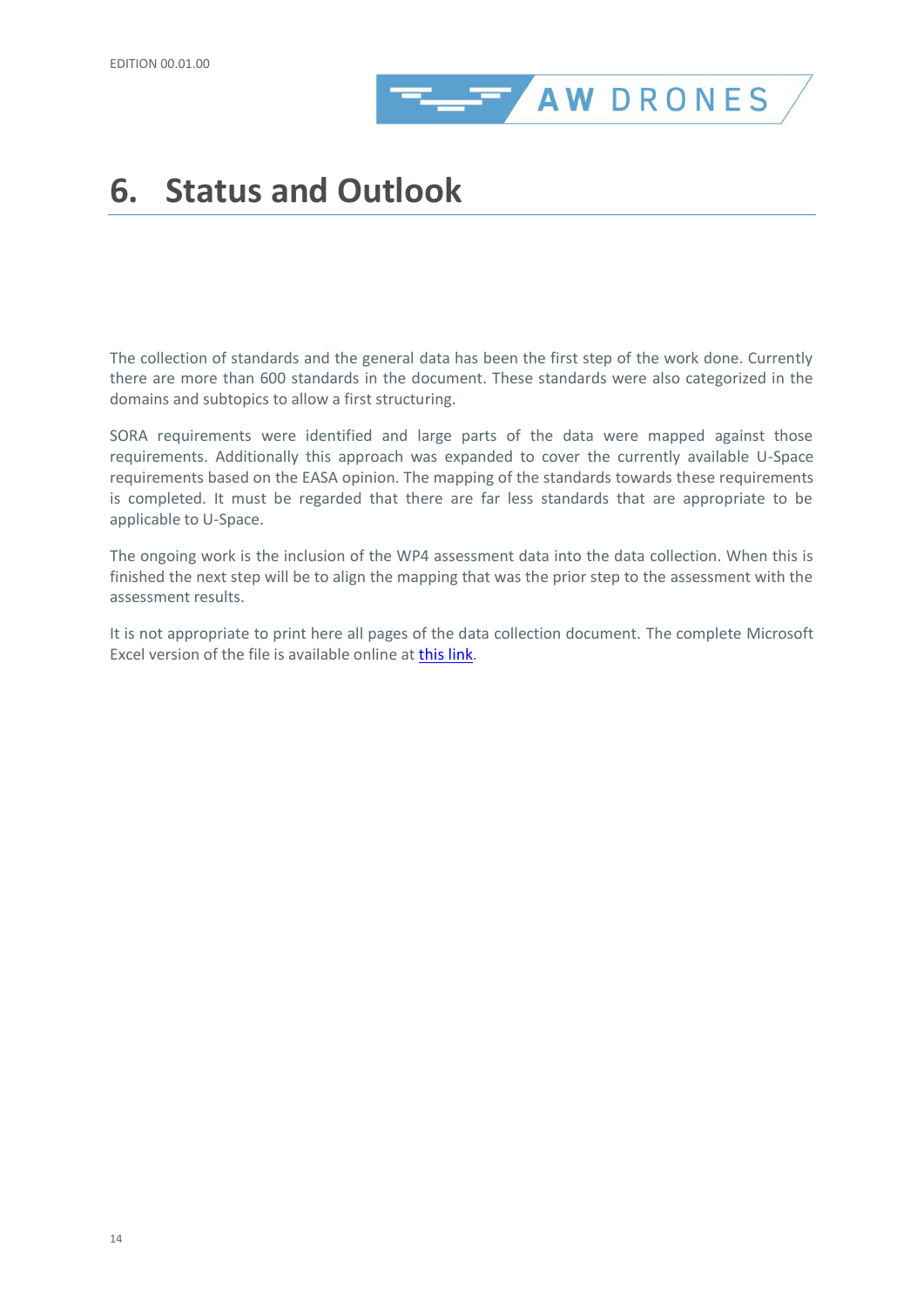# 6. Status and Outlook

The collection of standards and the general data has been the first step of the work done. Currently there are more than 600 standards in the document. These standards were also categorized in the domains and subtopics to allow a first structuring.

SORA requirements were identified and large parts of the data were mapped against those requirements. Additionally this approach was expanded to cover the currently available U-Space requirements based on the EASA opinion. The mapping of the standards towards these requirements is completed. It must be regarded that there are far less standards that are appropriate to be applicable to U-Space.

The ongoing work is the inclusion of the WP4 assessment data into the data collection. When this is finished the next step will be to align the mapping that was the prior step to the assessment with the assessment results.

It is not appropriate to print here all pages of the data collection document. The complete Microsoft Excel version of the file is available online at this link.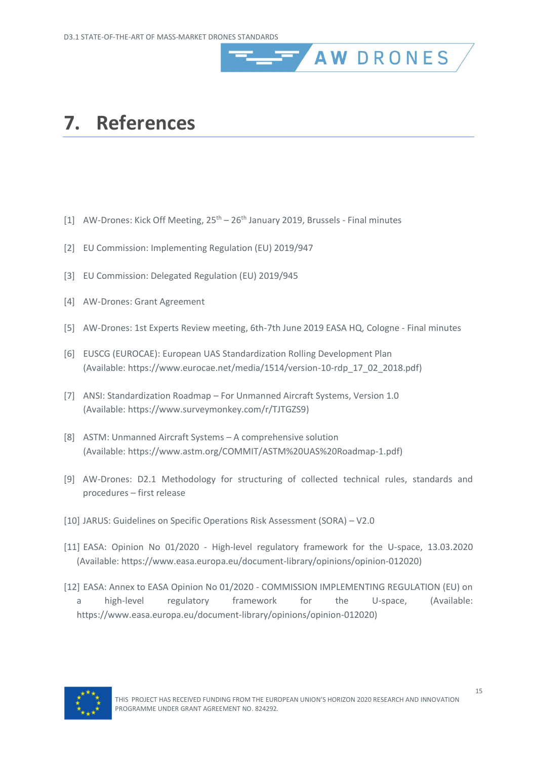# 7. References

[1] AW-Drones: Kick Off Meeting, 25th – 26th January 2019, Brussels - Final minutes

[2] EU Commission: Implementing Regulation (EU) 2019/947

[3] EU Commission: Delegated Regulation (EU) 2019/945

[4] AW-Drones: Grant Agreement

[5] AW-Drones: 1st Experts Review meeting, 6th-7th June 2019 EASA HQ, Cologne - Final minutes

[6] EUSCG (EUROCAE): European UAS Standardization Rolling Development Plan (Available: https://www.eurocae.net/media/1514/version-10-rdp_17_02_2018.pdf)

[7] ANSI: Standardization Roadmap – For Unmanned Aircraft Systems, Version 1.0 (Available: https://www.surveymonkey.com/r/TJTGZS9)

[8] ASTM: Unmanned Aircraft Systems – A comprehensive solution (Available: https://www.astm.org/COMMIT/ASTM%20UAS%20Roadmap-1.pdf)

[9] AW-Drones: D2.1 Methodology for structuring of collected technical rules, standards and procedures – first release

[10] JARUS: Guidelines on Specific Operations Risk Assessment (SORA) – V2.0

[11] EASA: Opinion No 01/2020 - High-level regulatory framework for the U-space, 13.03.2020 (Available: https://www.easa.europa.eu/document-library/opinions/opinion-012020)

[12] EASA: Annex to EASA Opinion No 01/2020 - COMMISSION IMPLEMENTING REGULATION (EU) on a high-level regulatory framework for the U-space, (Available: https://www.easa.europa.eu/document-library/opinions/opinion-012020)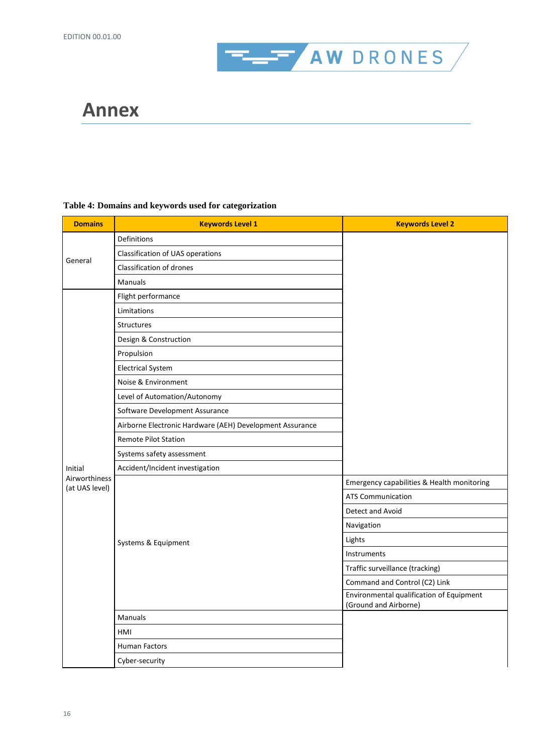# Annex

**Table 4: Domains and keywords used for categorization**

| Domains | Keywords Level 1 | Keywords Level 2 |
|---|---|---|
| General | Definitions | |
| | Classification of UAS operations | |
| | Classification of drones | |
| | Manuals | |
| Initial Airworthiness (at UAS level) | Flight performance | |
| | Limitations | |
| | Structures | |
| | Design & Construction | |
| | Propulsion | |
| | Electrical System | |
| | Noise & Environment | |
| | Level of Automation/Autonomy | |
| | Software Development Assurance | |
| | Airborne Electronic Hardware (AEH) Development Assurance | |
| | Remote Pilot Station | |
| | Systems safety assessment | |
| | Accident/Incident investigation | |
| | Systems & Equipment | Emergency capabilities & Health monitoring |
| | | ATS Communication |
| | | Detect and Avoid |
| | | Navigation |
| | | Lights |
| | | Instruments |
| | | Traffic surveillance (tracking) |
| | | Command and Control (C2) Link |
| | | Environmental qualification of Equipment (Ground and Airborne) |
| | Manuals | |
| | HMI | |
| | Human Factors | |
| | Cyber-security | |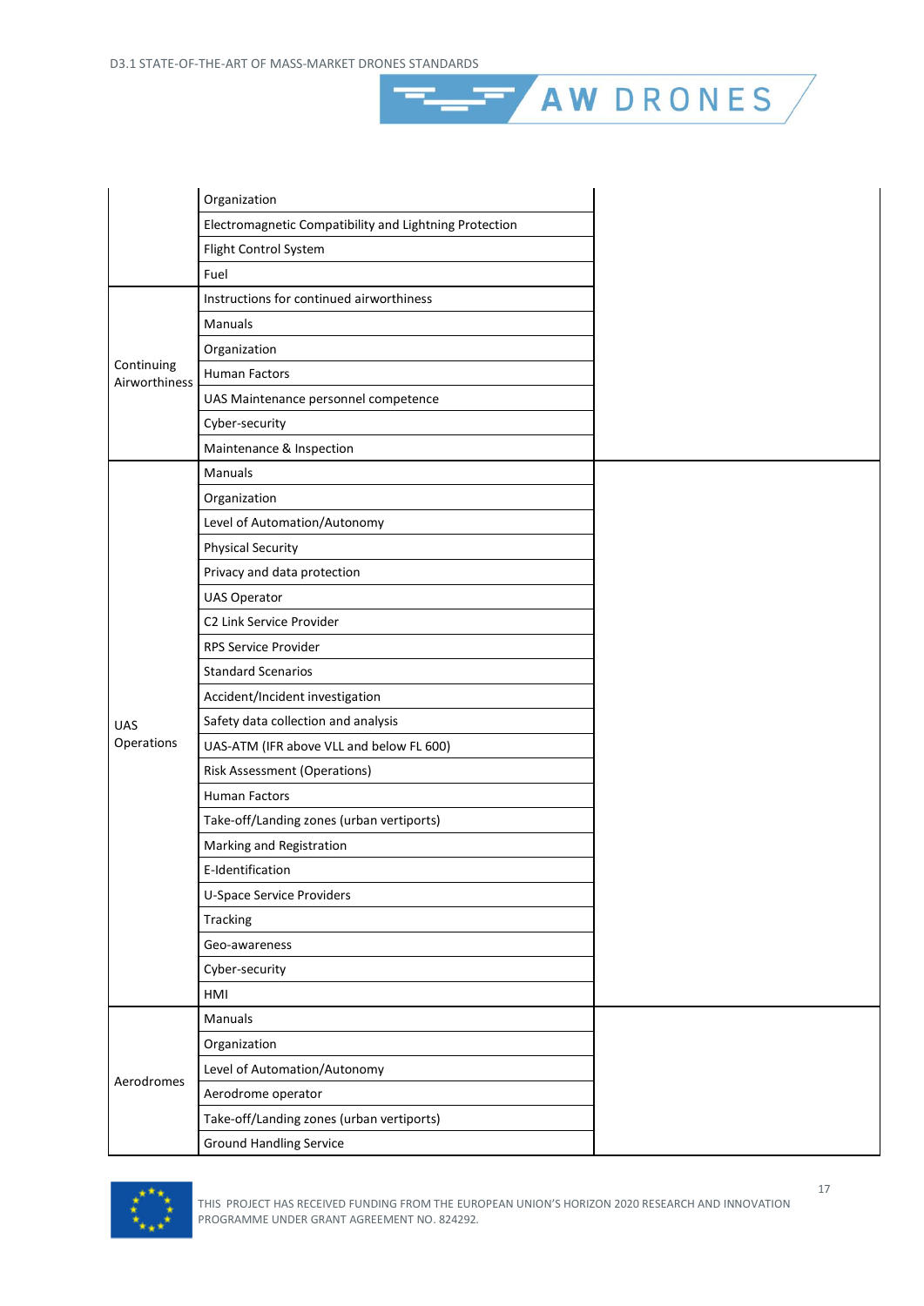| | | |
|---|---|---|
| | Organization | |
| | Electromagnetic Compatibility and Lightning Protection | |
| | Flight Control System | |
| | Fuel | |
| Continuing Airworthiness | Instructions for continued airworthiness | |
| | Manuals | |
| | Organization | |
| | Human Factors | |
| | UAS Maintenance personnel competence | |
| | Cyber-security | |
| | Maintenance & Inspection | |
| UAS Operations | Manuals | |
| | Organization | |
| | Level of Automation/Autonomy | |
| | Physical Security | |
| | Privacy and data protection | |
| | UAS Operator | |
| | C2 Link Service Provider | |
| | RPS Service Provider | |
| | Standard Scenarios | |
| | Accident/Incident investigation | |
| | Safety data collection and analysis | |
| | UAS-ATM (IFR above VLL and below FL 600) | |
| | Risk Assessment (Operations) | |
| | Human Factors | |
| | Take-off/Landing zones (urban vertiports) | |
| | Marking and Registration | |
| | E-Identification | |
| | U-Space Service Providers | |
| | Tracking | |
| | Geo-awareness | |
| | Cyber-security | |
| | HMI | |
| Aerodromes | Manuals | |
| | Organization | |
| | Level of Automation/Autonomy | |
| | Aerodrome operator | |
| | Take-off/Landing zones (urban vertiports) | |
| | Ground Handling Service | |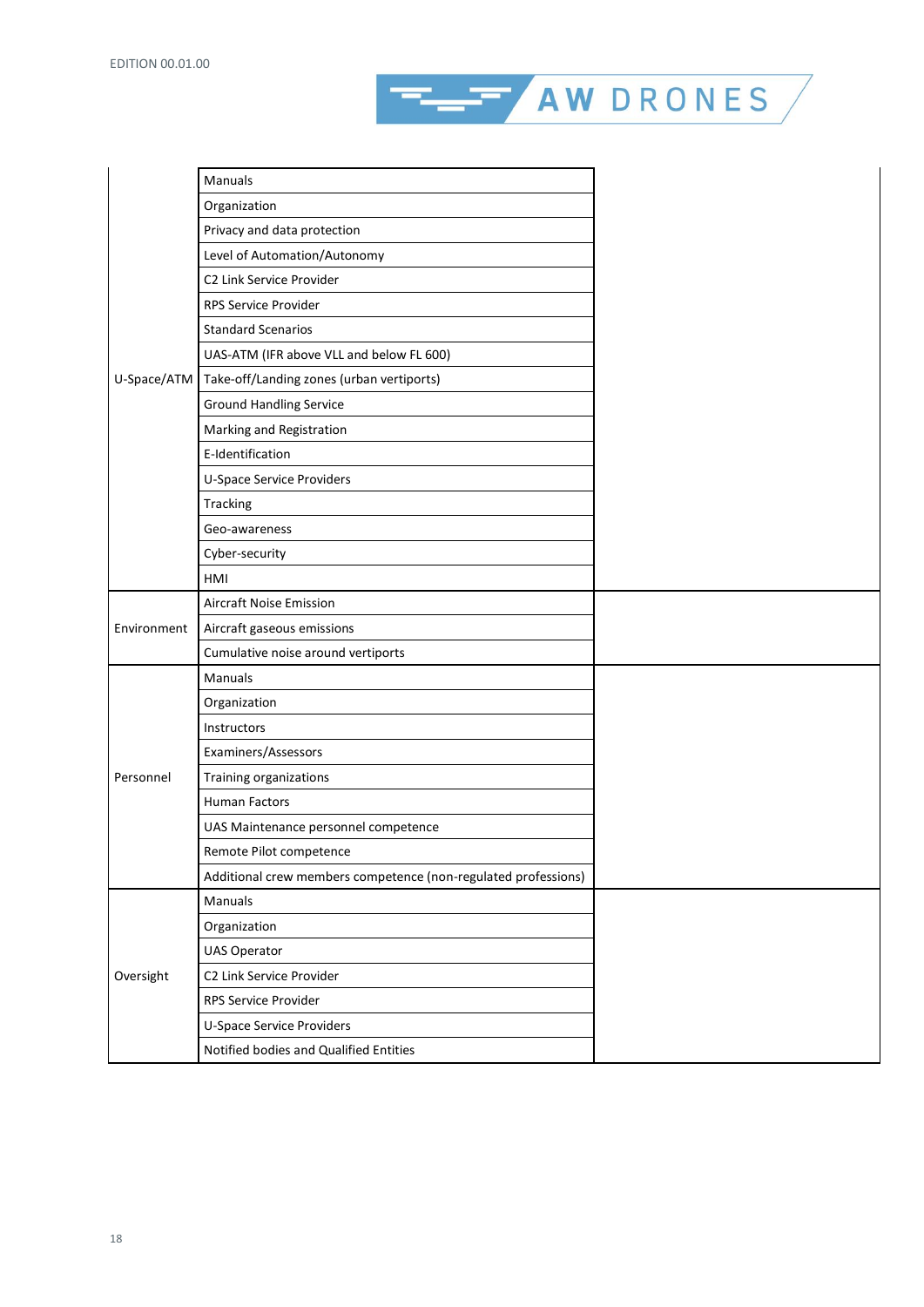| | | |
|---|---|---|
| U-Space/ATM | Manuals | |
| | Organization | |
| | Privacy and data protection | |
| | Level of Automation/Autonomy | |
| | C2 Link Service Provider | |
| | RPS Service Provider | |
| | Standard Scenarios | |
| | UAS-ATM (IFR above VLL and below FL 600) | |
| | Take-off/Landing zones (urban vertiports) | |
| | Ground Handling Service | |
| | Marking and Registration | |
| | E-Identification | |
| | U-Space Service Providers | |
| | Tracking | |
| | Geo-awareness | |
| | Cyber-security | |
| | HMI | |
| Environment | Aircraft Noise Emission | |
| | Aircraft gaseous emissions | |
| | Cumulative noise around vertiports | |
| Personnel | Manuals | |
| | Organization | |
| | Instructors | |
| | Examiners/Assessors | |
| | Training organizations | |
| | Human Factors | |
| | UAS Maintenance personnel competence | |
| | Remote Pilot competence | |
| | Additional crew members competence (non-regulated professions) | |
| Oversight | Manuals | |
| | Organization | |
| | UAS Operator | |
| | C2 Link Service Provider | |
| | RPS Service Provider | |
| | U-Space Service Providers | |
| | Notified bodies and Qualified Entities | |